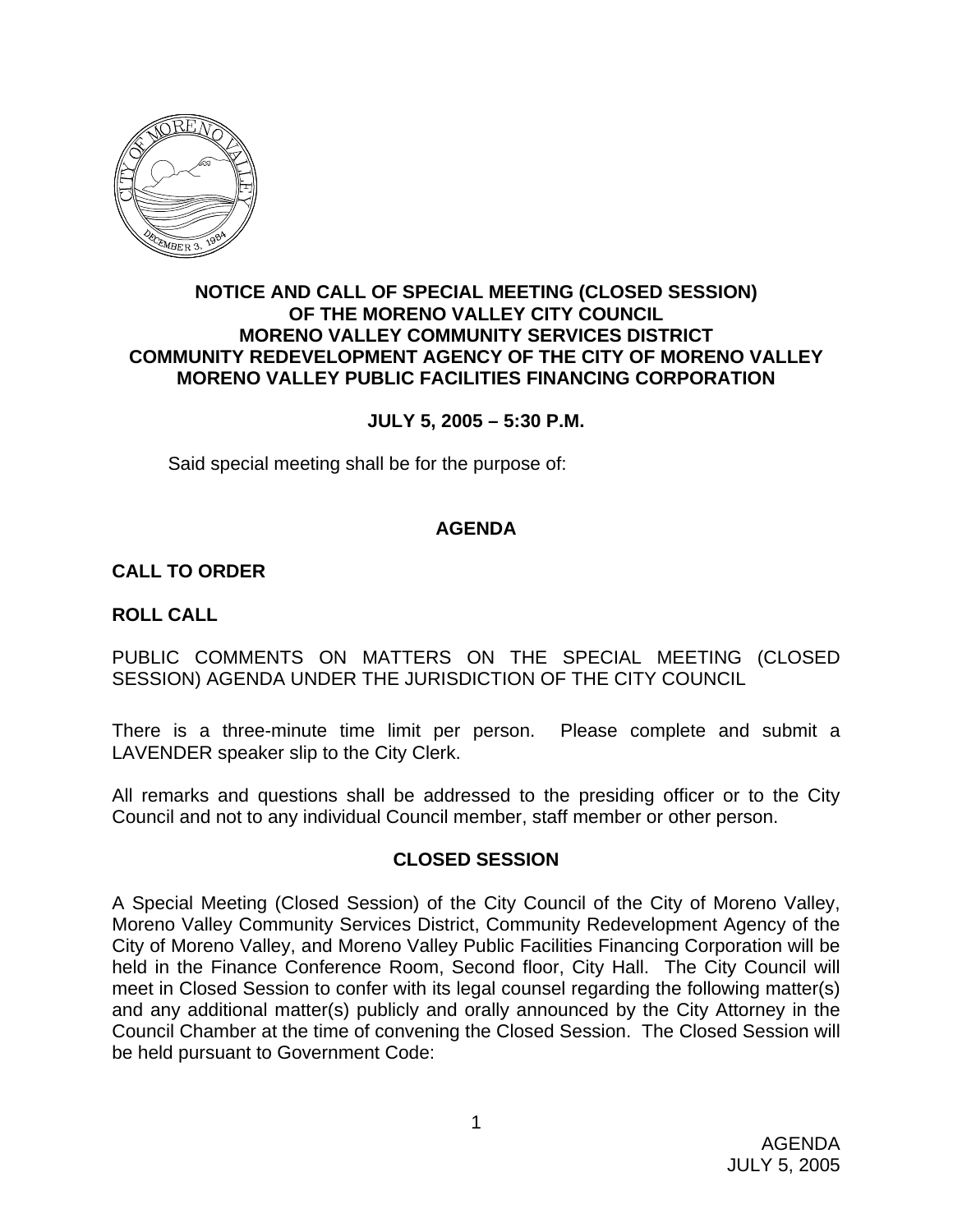**NOTICE AND CALL OF SPECIAL MEETING (CLOSED SESSION)**
**OF THE MORENO VALLEY CITY COUNCIL**
**MORENO VALLEY COMMUNITY SERVICES DISTRICT**
**COMMUNITY REDEVELOPMENT AGENCY OF THE CITY OF MORENO VALLEY**
**MORENO VALLEY PUBLIC FACILITIES FINANCING CORPORATION**

**JULY 5, 2005 – 5:30 P.M.**

Said special meeting shall be for the purpose of:

## AGENDA

**CALL TO ORDER**

**ROLL CALL**

PUBLIC COMMENTS ON MATTERS ON THE SPECIAL MEETING (CLOSED SESSION) AGENDA UNDER THE JURISDICTION OF THE CITY COUNCIL

There is a three-minute time limit per person. Please complete and submit a LAVENDER speaker slip to the City Clerk.

All remarks and questions shall be addressed to the presiding officer or to the City Council and not to any individual Council member, staff member or other person.

## CLOSED SESSION

A Special Meeting (Closed Session) of the City Council of the City of Moreno Valley, Moreno Valley Community Services District, Community Redevelopment Agency of the City of Moreno Valley, and Moreno Valley Public Facilities Financing Corporation will be held in the Finance Conference Room, Second floor, City Hall. The City Council will meet in Closed Session to confer with its legal counsel regarding the following matter(s) and any additional matter(s) publicly and orally announced by the City Attorney in the Council Chamber at the time of convening the Closed Session. The Closed Session will be held pursuant to Government Code: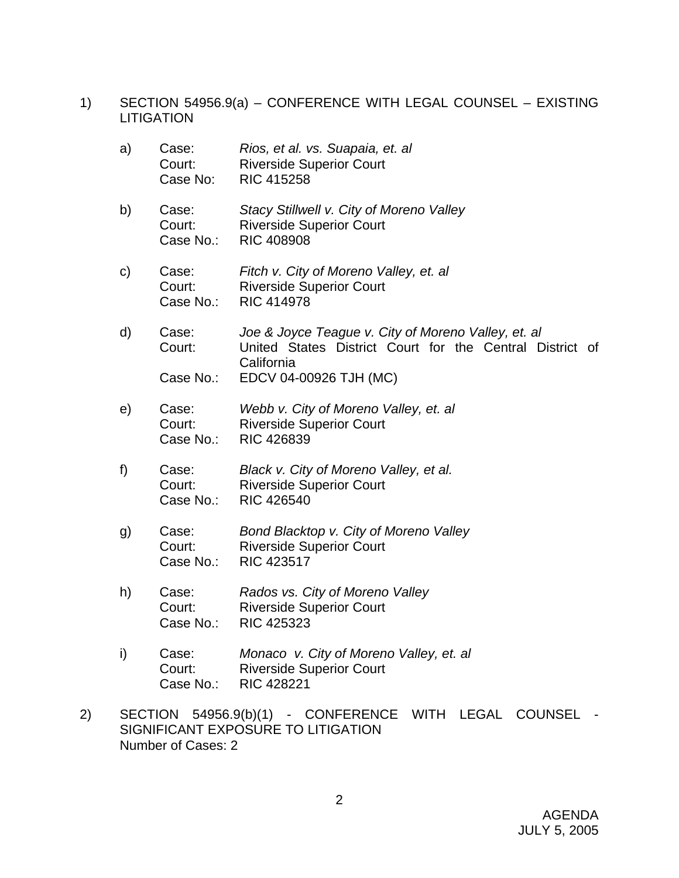1) SECTION 54956.9(a) – CONFERENCE WITH LEGAL COUNSEL – EXISTING LITIGATION

   a) Case: *Rios, et al. vs. Suapaia, et. al*
      Court: Riverside Superior Court
      Case No: RIC 415258

   b) Case: *Stacy Stillwell v. City of Moreno Valley*
      Court: Riverside Superior Court
      Case No.: RIC 408908

   c) Case: *Fitch v. City of Moreno Valley, et. al*
      Court: Riverside Superior Court
      Case No.: RIC 414978

   d) Case: *Joe & Joyce Teague v. City of Moreno Valley, et. al*
      Court: United States District Court for the Central District of California
      Case No.: EDCV 04-00926 TJH (MC)

   e) Case: *Webb v. City of Moreno Valley, et. al*
      Court: Riverside Superior Court
      Case No.: RIC 426839

   f) Case: *Black v. City of Moreno Valley, et al.*
      Court: Riverside Superior Court
      Case No.: RIC 426540

   g) Case: *Bond Blacktop v. City of Moreno Valley*
      Court: Riverside Superior Court
      Case No.: RIC 423517

   h) Case: *Rados vs. City of Moreno Valley*
      Court: Riverside Superior Court
      Case No.: RIC 425323

   i) Case: *Monaco v. City of Moreno Valley, et. al*
      Court: Riverside Superior Court
      Case No.: RIC 428221

2) SECTION 54956.9(b)(1) - CONFERENCE WITH LEGAL COUNSEL - SIGNIFICANT EXPOSURE TO LITIGATION
   Number of Cases: 2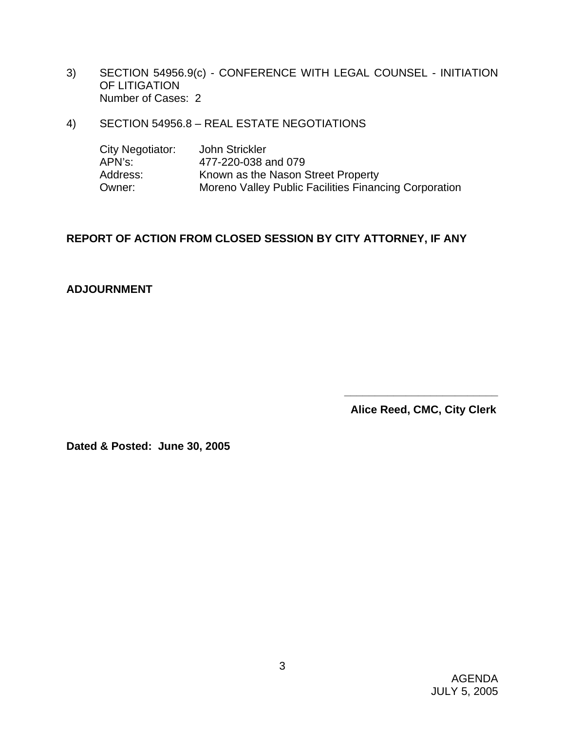3) SECTION 54956.9(c) - CONFERENCE WITH LEGAL COUNSEL - INITIATION OF LITIGATION
Number of Cases: 2

4) SECTION 54956.8 – REAL ESTATE NEGOTIATIONS

| | |
|---|---|
| City Negotiator: | John Strickler |
| APN's: | 477-220-038 and 079 |
| Address: | Known as the Nason Street Property |
| Owner: | Moreno Valley Public Facilities Financing Corporation |

**REPORT OF ACTION FROM CLOSED SESSION BY CITY ATTORNEY, IF ANY**

**ADJOURNMENT**

\_\_\_\_\_\_\_\_\_\_\_\_\_\_\_\_\_\_\_\_\_\_\_\_\_\_\_

**Alice Reed, CMC, City Clerk**

**Dated & Posted: June 30, 2005**